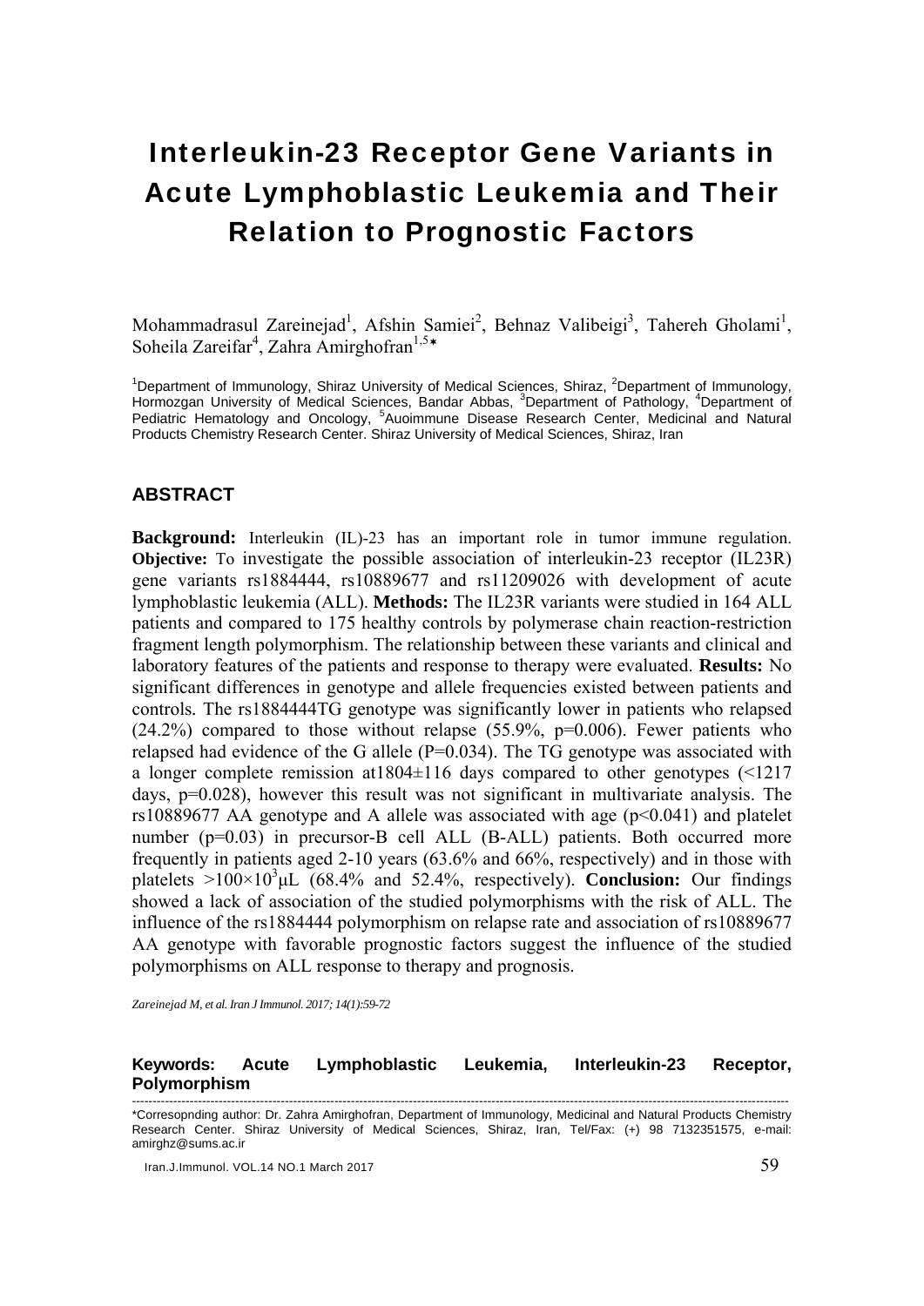# Interleukin-23 Receptor Gene Variants in Acute Lymphoblastic Leukemia and Their Relation to Prognostic Factors

Mohammadrasul Zareinejad[1], Afshin Samiei[2], Behnaz Valibeigi[3], Tahereh Gholami[1], Soheila Zareifar[4], Zahra Amirghofran[1,5]*

[1]Department of Immunology, Shiraz University of Medical Sciences, Shiraz, [2]Department of Immunology, Hormozgan University of Medical Sciences, Bandar Abbas, [3]Department of Pathology, [4]Department of Pediatric Hematology and Oncology, [5]Auoimmune Disease Research Center, Medicinal and Natural Products Chemistry Research Center. Shiraz University of Medical Sciences, Shiraz, Iran

## ABSTRACT

**Background:** Interleukin (IL)-23 has an important role in tumor immune regulation. **Objective:** To investigate the possible association of interleukin-23 receptor (IL23R) gene variants rs1884444, rs10889677 and rs11209026 with development of acute lymphoblastic leukemia (ALL). **Methods:** The IL23R variants were studied in 164 ALL patients and compared to 175 healthy controls by polymerase chain reaction-restriction fragment length polymorphism. The relationship between these variants and clinical and laboratory features of the patients and response to therapy were evaluated. **Results:** No significant differences in genotype and allele frequencies existed between patients and controls. The rs1884444TG genotype was significantly lower in patients who relapsed (24.2%) compared to those without relapse (55.9%, p=0.006). Fewer patients who relapsed had evidence of the G allele (P=0.034). The TG genotype was associated with a longer complete remission at1804±116 days compared to other genotypes (<1217 days, p=0.028), however this result was not significant in multivariate analysis. The rs10889677 AA genotype and A allele was associated with age (p<0.041) and platelet number (p=0.03) in precursor-B cell ALL (B-ALL) patients. Both occurred more frequently in patients aged 2-10 years (63.6% and 66%, respectively) and in those with platelets $>100\times10^3\mu L$ (68.4% and 52.4%, respectively). **Conclusion:** Our findings showed a lack of association of the studied polymorphisms with the risk of ALL. The influence of the rs1884444 polymorphism on relapse rate and association of rs10889677 AA genotype with favorable prognostic factors suggest the influence of the studied polymorphisms on ALL response to therapy and prognosis.

*Zareinejad M, et al. Iran J Immunol. 2017; 14(1):59-72*

**Keywords:** Acute Lymphoblastic Leukemia, Interleukin-23 Receptor, Polymorphism

---

*Coresopnding author: Dr. Zahra Amirghofran, Department of Immunology, Medicinal and Natural Products Chemistry Research Center. Shiraz University of Medical Sciences, Shiraz, Iran, Tel/Fax: (+) 98 7132351575, e-mail: amirghz@sums.ac.ir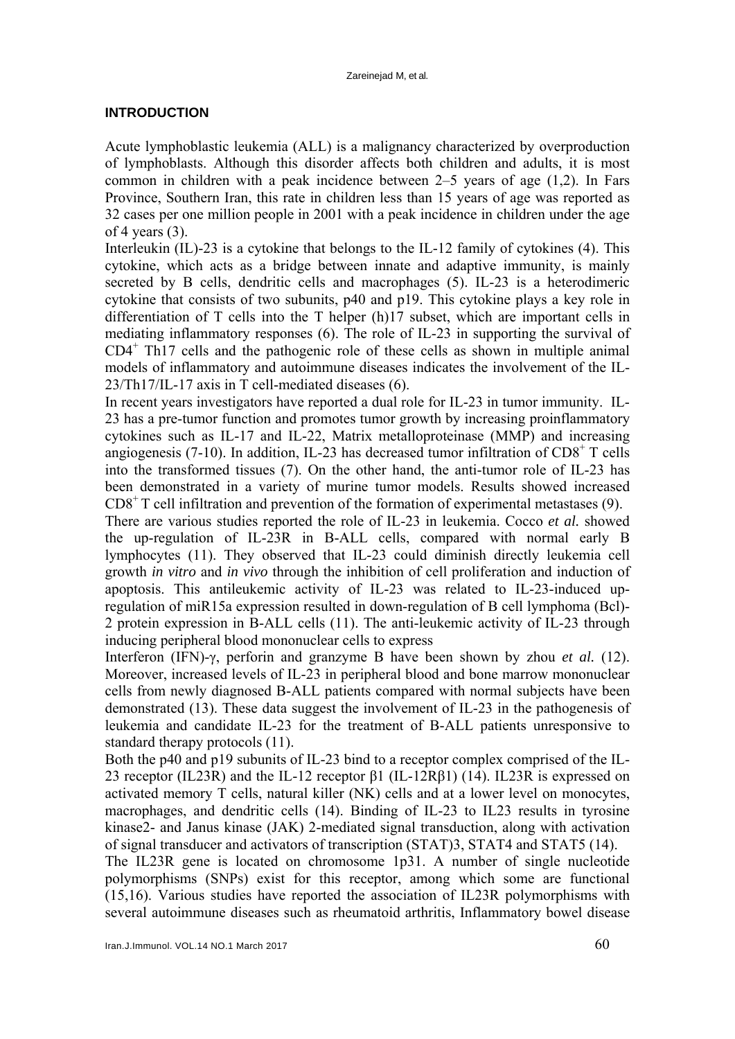## INTRODUCTION

Acute lymphoblastic leukemia (ALL) is a malignancy characterized by overproduction of lymphoblasts. Although this disorder affects both children and adults, it is most common in children with a peak incidence between 2–5 years of age (1,2). In Fars Province, Southern Iran, this rate in children less than 15 years of age was reported as 32 cases per one million people in 2001 with a peak incidence in children under the age of 4 years (3).

Interleukin (IL)-23 is a cytokine that belongs to the IL-12 family of cytokines (4). This cytokine, which acts as a bridge between innate and adaptive immunity, is mainly secreted by B cells, dendritic cells and macrophages (5). IL-23 is a heterodimeric cytokine that consists of two subunits, p40 and p19. This cytokine plays a key role in differentiation of T cells into the T helper (h)17 subset, which are important cells in mediating inflammatory responses (6). The role of IL-23 in supporting the survival of $CD4^+$ Th17 cells and the pathogenic role of these cells as shown in multiple animal models of inflammatory and autoimmune diseases indicates the involvement of the IL-23/Th17/IL-17 axis in T cell-mediated diseases (6).

In recent years investigators have reported a dual role for IL-23 in tumor immunity. IL-23 has a pre-tumor function and promotes tumor growth by increasing proinflammatory cytokines such as IL-17 and IL-22, Matrix metalloproteinase (MMP) and increasing angiogenesis (7-10). In addition, IL-23 has decreased tumor infiltration of $CD8^+$ T cells into the transformed tissues (7). On the other hand, the anti-tumor role of IL-23 has been demonstrated in a variety of murine tumor models. Results showed increased $CD8^+$ T cell infiltration and prevention of the formation of experimental metastases (9).

There are various studies reported the role of IL-23 in leukemia. Cocco *et al.* showed the up-regulation of IL-23R in B-ALL cells, compared with normal early B lymphocytes (11). They observed that IL-23 could diminish directly leukemia cell growth *in vitro* and *in vivo* through the inhibition of cell proliferation and induction of apoptosis. This antileukemic activity of IL-23 was related to IL-23-induced up-regulation of miR15a expression resulted in down-regulation of B cell lymphoma (Bcl)-2 protein expression in B-ALL cells (11). The anti-leukemic activity of IL-23 through inducing peripheral blood mononuclear cells to express

Interferon (IFN)-γ, perforin and granzyme B have been shown by zhou *et al.* (12). Moreover, increased levels of IL-23 in peripheral blood and bone marrow mononuclear cells from newly diagnosed B-ALL patients compared with normal subjects have been demonstrated (13). These data suggest the involvement of IL-23 in the pathogenesis of leukemia and candidate IL-23 for the treatment of B-ALL patients unresponsive to standard therapy protocols (11).

Both the p40 and p19 subunits of IL-23 bind to a receptor complex comprised of the IL-23 receptor (IL23R) and the IL-12 receptor β1 (IL-12Rβ1) (14). IL23R is expressed on activated memory T cells, natural killer (NK) cells and at a lower level on monocytes, macrophages, and dendritic cells (14). Binding of IL-23 to IL23 results in tyrosine kinase2- and Janus kinase (JAK) 2-mediated signal transduction, along with activation of signal transducer and activators of transcription (STAT)3, STAT4 and STAT5 (14).

The IL23R gene is located on chromosome 1p31. A number of single nucleotide polymorphisms (SNPs) exist for this receptor, among which some are functional (15,16). Various studies have reported the association of IL23R polymorphisms with several autoimmune diseases such as rheumatoid arthritis, Inflammatory bowel disease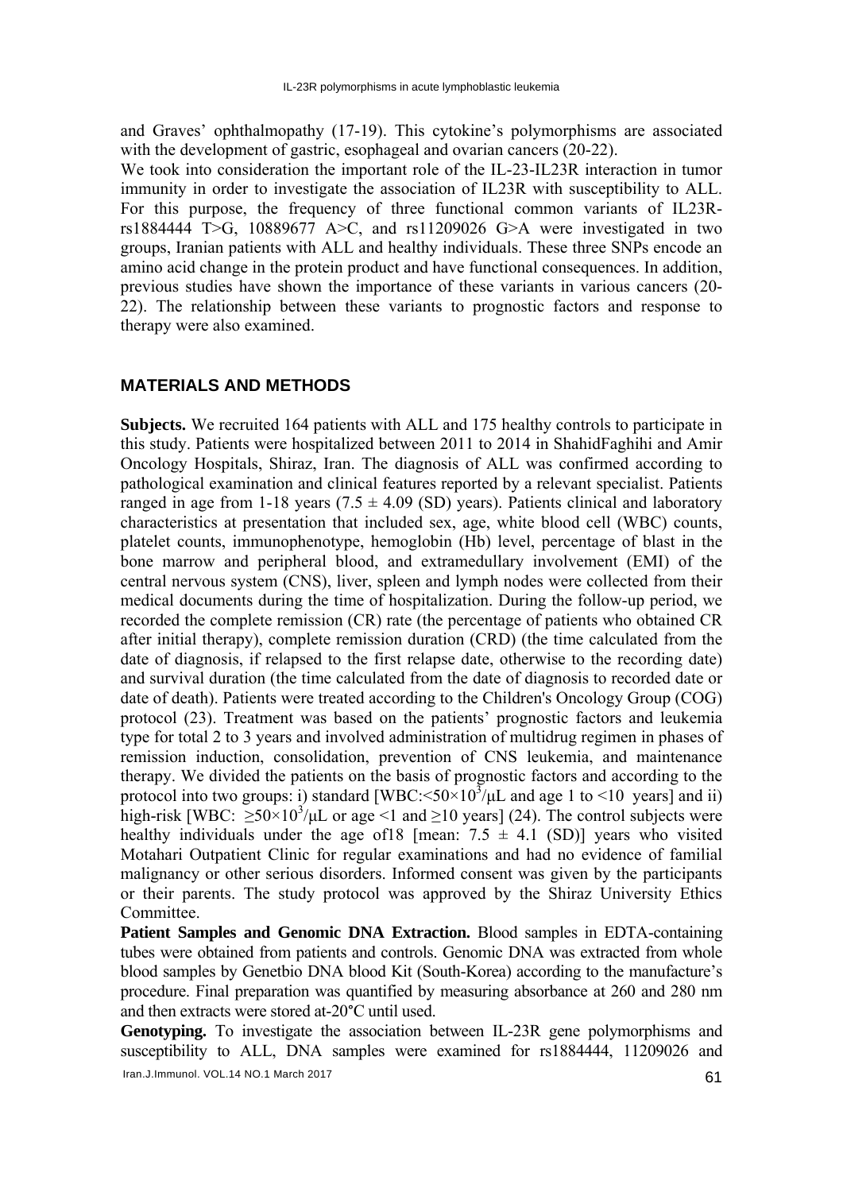and Graves' ophthalmopathy (17-19). This cytokine's polymorphisms are associated with the development of gastric, esophageal and ovarian cancers (20-22).

We took into consideration the important role of the IL-23-IL23R interaction in tumor immunity in order to investigate the association of IL23R with susceptibility to ALL. For this purpose, the frequency of three functional common variants of IL23R-rs1884444 T>G, 10889677 A>C, and rs11209026 G>A were investigated in two groups, Iranian patients with ALL and healthy individuals. These three SNPs encode an amino acid change in the protein product and have functional consequences. In addition, previous studies have shown the importance of these variants in various cancers (20-22). The relationship between these variants to prognostic factors and response to therapy were also examined.

## MATERIALS AND METHODS

**Subjects.** We recruited 164 patients with ALL and 175 healthy controls to participate in this study. Patients were hospitalized between 2011 to 2014 in ShahidFaghihi and Amir Oncology Hospitals, Shiraz, Iran. The diagnosis of ALL was confirmed according to pathological examination and clinical features reported by a relevant specialist. Patients ranged in age from 1-18 years (7.5 ± 4.09 (SD) years). Patients clinical and laboratory characteristics at presentation that included sex, age, white blood cell (WBC) counts, platelet counts, immunophenotype, hemoglobin (Hb) level, percentage of blast in the bone marrow and peripheral blood, and extramedullary involvement (EMI) of the central nervous system (CNS), liver, spleen and lymph nodes were collected from their medical documents during the time of hospitalization. During the follow-up period, we recorded the complete remission (CR) rate (the percentage of patients who obtained CR after initial therapy), complete remission duration (CRD) (the time calculated from the date of diagnosis, if relapsed to the first relapse date, otherwise to the recording date) and survival duration (the time calculated from the date of diagnosis to recorded date or date of death). Patients were treated according to the Children's Oncology Group (COG) protocol (23). Treatment was based on the patients' prognostic factors and leukemia type for total 2 to 3 years and involved administration of multidrug regimen in phases of remission induction, consolidation, prevention of CNS leukemia, and maintenance therapy. We divided the patients on the basis of prognostic factors and according to the protocol into two groups: i) standard [WBC: $<50\times10^3/\mu L$ and age 1 to <10 years] and ii) high-risk [WBC: $\geq50\times10^3/\mu L$ or age <1 and ≥10 years] (24). The control subjects were healthy individuals under the age of18 [mean: 7.5 ± 4.1 (SD)] years who visited Motahari Outpatient Clinic for regular examinations and had no evidence of familial malignancy or other serious disorders. Informed consent was given by the participants or their parents. The study protocol was approved by the Shiraz University Ethics Committee.

**Patient Samples and Genomic DNA Extraction.** Blood samples in EDTA-containing tubes were obtained from patients and controls. Genomic DNA was extracted from whole blood samples by Genetbio DNA blood Kit (South-Korea) according to the manufacture's procedure. Final preparation was quantified by measuring absorbance at 260 and 280 nm and then extracts were stored at-20°C until used.

**Genotyping.** To investigate the association between IL-23R gene polymorphisms and susceptibility to ALL, DNA samples were examined for rs1884444, 11209026 and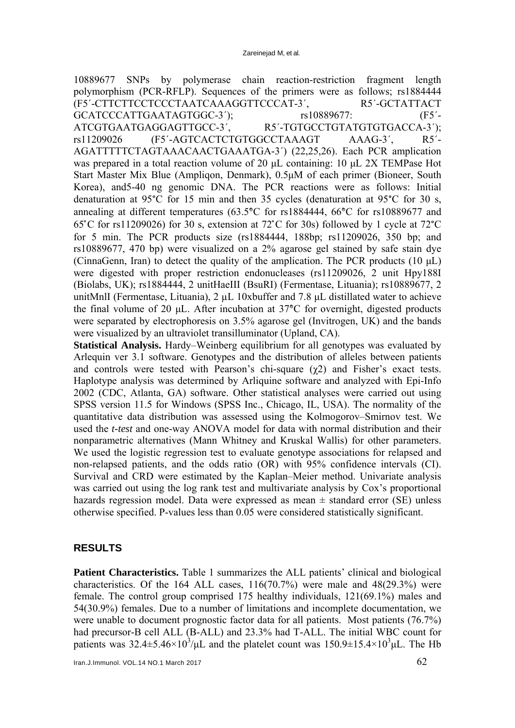10889677 SNPs by polymerase chain reaction-restriction fragment length polymorphism (PCR-RFLP). Sequences of the primers were as follows; rs1884444 (F5´-CTTCTTCCTCCCTAATCAAAGGTTCCCAT-3´, R5´-GCTATTACT GCATCCCATTGAATAGTGGC-3´); rs10889677: (F5´-ATCGTGAATGAGGAGTTGCC-3´, R5´-TGTGCCTGTATGTGTGACCA-3´); rs11209026 (F5´-AGTCACTCTGTGGCCTAAAGT AAAG-3´, R5´-AGATTTTTCTAGTAAACAACTGAAATGA-3´) (22,25,26). Each PCR amplication was prepared in a total reaction volume of 20 μL containing: 10 μL 2X TEMPase Hot Start Master Mix Blue (Ampliqon, Denmark), 0.5μM of each primer (Bioneer, South Korea), and5-40 ng genomic DNA. The PCR reactions were as follows: Initial denaturation at 95°C for 15 min and then 35 cycles (denaturation at 95°C for 30 s, annealing at different temperatures (63.5°C for rs1884444, 66°C for rs10889677 and 65˚C for rs11209026) for 30 s, extension at 72˚C for 30s) followed by 1 cycle at 72°C for 5 min. The PCR products size (rs1884444, 188bp; rs11209026, 350 bp; and rs10889677, 470 bp) were visualized on a 2% agarose gel stained by safe stain dye (CinnaGenn, Iran) to detect the quality of the amplication. The PCR products (10 μL) were digested with proper restriction endonucleases (rs11209026, 2 unit Hpy188I (Biolabs, UK); rs1884444, 2 unitHaeIII (BsuRI) (Fermentase, Lituania); rs10889677, 2 unitMnlI (Fermentase, Lituania), 2 μL 10xbuffer and 7.8 μL distillated water to achieve the final volume of 20 μL. After incubation at 37°C for overnight, digested products were separated by electrophoresis on 3.5% agarose gel (Invitrogen, UK) and the bands were visualized by an ultraviolet transilluminator (Upland, CA).

**Statistical Analysis.** Hardy–Weinberg equilibrium for all genotypes was evaluated by Arlequin ver 3.1 software. Genotypes and the distribution of alleles between patients and controls were tested with Pearson's chi-square ($\chi 2$) and Fisher's exact tests. Haplotype analysis was determined by Arliquine software and analyzed with Epi-Info 2002 (CDC, Atlanta, GA) software. Other statistical analyses were carried out using SPSS version 11.5 for Windows (SPSS Inc., Chicago, IL, USA). The normality of the quantitative data distribution was assessed using the Kolmogorov–Smirnov test. We used the *t-test* and one-way ANOVA model for data with normal distribution and their nonparametric alternatives (Mann Whitney and Kruskal Wallis) for other parameters. We used the logistic regression test to evaluate genotype associations for relapsed and non-relapsed patients, and the odds ratio (OR) with 95% confidence intervals (CI). Survival and CRD were estimated by the Kaplan–Meier method. Univariate analysis was carried out using the log rank test and multivariate analysis by Cox's proportional hazards regression model. Data were expressed as mean ± standard error (SE) unless otherwise specified. P-values less than 0.05 were considered statistically significant.

## RESULTS

**Patient Characteristics.** Table 1 summarizes the ALL patients' clinical and biological characteristics. Of the 164 ALL cases, 116(70.7%) were male and 48(29.3%) were female. The control group comprised 175 healthy individuals, 121(69.1%) males and 54(30.9%) females. Due to a number of limitations and incomplete documentation, we were unable to document prognostic factor data for all patients. Most patients (76.7%) had precursor-B cell ALL (B-ALL) and 23.3% had T-ALL. The initial WBC count for patients was $32.4 \pm 5.46 \times 10^3/\mu L$ and the platelet count was $150.9 \pm 15.4 \times 10^3 \mu L$. The Hb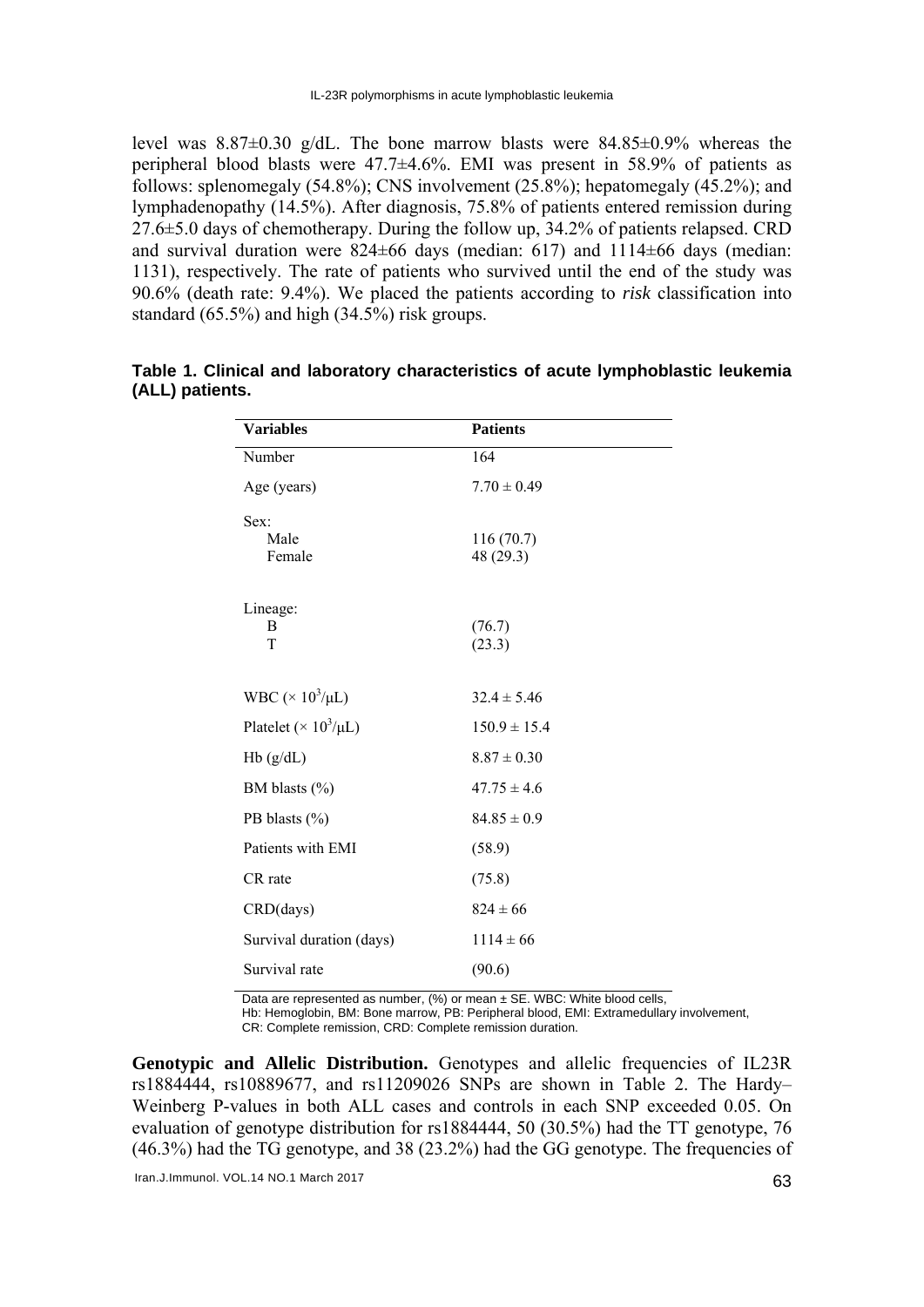level was 8.87±0.30 g/dL. The bone marrow blasts were 84.85±0.9% whereas the peripheral blood blasts were 47.7±4.6%. EMI was present in 58.9% of patients as follows: splenomegaly (54.8%); CNS involvement (25.8%); hepatomegaly (45.2%); and lymphadenopathy (14.5%). After diagnosis, 75.8% of patients entered remission during 27.6±5.0 days of chemotherapy. During the follow up, 34.2% of patients relapsed. CRD and survival duration were 824±66 days (median: 617) and 1114±66 days (median: 1131), respectively. The rate of patients who survived until the end of the study was 90.6% (death rate: 9.4%). We placed the patients according to *risk* classification into standard (65.5%) and high (34.5%) risk groups.

**Table 1. Clinical and laboratory characteristics of acute lymphoblastic leukemia (ALL) patients.**

| Variables | Patients |
|---|---|
| Number | 164 |
| Age (years) | 7.70 ± 0.49 |
| Sex: | |
| Male | 116 (70.7) |
| Female | 48 (29.3) |
| Lineage: | |
| B | (76.7) |
| T | (23.3) |
| WBC ($\times 10^3/\mu L$) | 32.4 ± 5.46 |
| Platelet ($\times 10^3/\mu L$) | 150.9 ± 15.4 |
| Hb (g/dL) | 8.87 ± 0.30 |
| BM blasts (%) | 47.75 ± 4.6 |
| PB blasts (%) | 84.85 ± 0.9 |
| Patients with EMI | (58.9) |
| CR rate | (75.8) |
| CRD(days) | 824 ± 66 |
| Survival duration (days) | 1114 ± 66 |
| Survival rate | (90.6) |

Data are represented as number, (%) or mean ± SE. WBC: White blood cells, Hb: Hemoglobin, BM: Bone marrow, PB: Peripheral blood, EMI: Extramedullary involvement, CR: Complete remission, CRD: Complete remission duration.

**Genotypic and Allelic Distribution.** Genotypes and allelic frequencies of IL23R rs1884444, rs10889677, and rs11209026 SNPs are shown in Table 2. The Hardy–Weinberg P-values in both ALL cases and controls in each SNP exceeded 0.05. On evaluation of genotype distribution for rs1884444, 50 (30.5%) had the TT genotype, 76 (46.3%) had the TG genotype, and 38 (23.2%) had the GG genotype. The frequencies of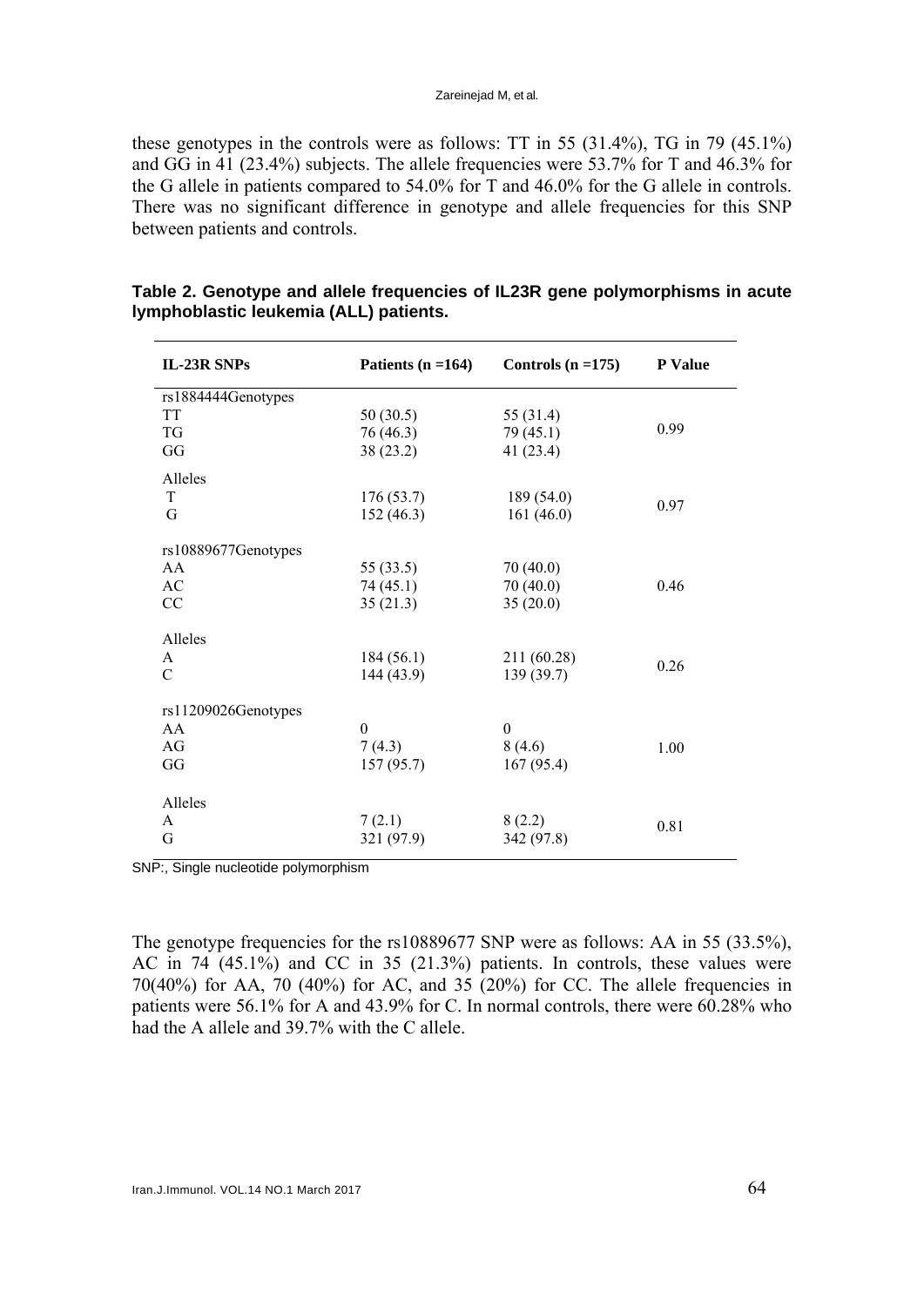these genotypes in the controls were as follows: TT in 55 (31.4%), TG in 79 (45.1%) and GG in 41 (23.4%) subjects. The allele frequencies were 53.7% for T and 46.3% for the G allele in patients compared to 54.0% for T and 46.0% for the G allele in controls. There was no significant difference in genotype and allele frequencies for this SNP between patients and controls.

**Table 2. Genotype and allele frequencies of IL23R gene polymorphisms in acute lymphoblastic leukemia (ALL) patients.**

| IL-23R SNPs | Patients (n =164) | Controls (n =175) | P Value |
|---|---|---|---|
| rs1884444Genotypes | | | |
| TT | 50 (30.5) | 55 (31.4) | |
| TG | 76 (46.3) | 79 (45.1) | 0.99 |
| GG | 38 (23.2) | 41 (23.4) | |
| Alleles | | | |
| T | 176 (53.7) | 189 (54.0) | 0.97 |
| G | 152 (46.3) | 161 (46.0) | |
| rs10889677Genotypes | | | |
| AA | 55 (33.5) | 70 (40.0) | |
| AC | 74 (45.1) | 70 (40.0) | 0.46 |
| CC | 35 (21.3) | 35 (20.0) | |
| Alleles | | | |
| A | 184 (56.1) | 211 (60.28) | 0.26 |
| C | 144 (43.9) | 139 (39.7) | |
| rs11209026Genotypes | | | |
| AA | 0 | 0 | |
| AG | 7 (4.3) | 8 (4.6) | 1.00 |
| GG | 157 (95.7) | 167 (95.4) | |
| Alleles | | | |
| A | 7 (2.1) | 8 (2.2) | 0.81 |
| G | 321 (97.9) | 342 (97.8) | |

SNP:, Single nucleotide polymorphism

The genotype frequencies for the rs10889677 SNP were as follows: AA in 55 (33.5%), AC in 74 (45.1%) and CC in 35 (21.3%) patients. In controls, these values were 70(40%) for AA, 70 (40%) for AC, and 35 (20%) for CC. The allele frequencies in patients were 56.1% for A and 43.9% for C. In normal controls, there were 60.28% who had the A allele and 39.7% with the C allele.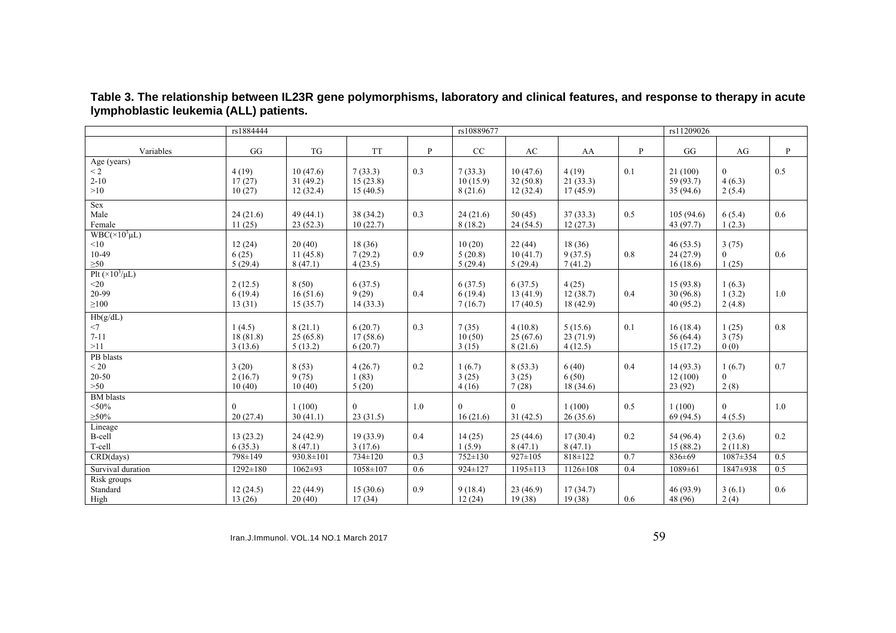**Table 3. The relationship between IL23R gene polymorphisms, laboratory and clinical features, and response to therapy in acute lymphoblastic leukemia (ALL) patients.**

| | rs1884444 | | | | rs10889677 | | | | rs11209026 | | |
|---|---|---|---|---|---|---|---|---|---|---|---|
| Variables | GG | TG | TT | P | CC | AC | AA | P | GG | AG | P |
| Age (years) | | | | | | | | | | | |
| < 2 | 4 (19) | 10 (47.6) | 7 (33.3) | 0.3 | 7 (33.3) | 10 (47.6) | 4 (19) | 0.1 | 21 (100) | 0 | 0.5 |
| 2-10 | 17 (27) | 31 (49.2) | 15 (23.8) | | 10 (15.9) | 32 (50.8) | 21 (33.3) | | 59 (93.7) | 4 (6.3) | |
| >10 | 10 (27) | 12 (32.4) | 15 (40.5) | | 8 (21.6) | 12 (32.4) | 17 (45.9) | | 35 (94.6) | 2 (5.4) | |
| Sex | | | | | | | | | | | |
| Male | 24 (21.6) | 49 (44.1) | 38 (34.2) | 0.3 | 24 (21.6) | 50 (45) | 37 (33.3) | 0.5 | 105 (94.6) | 6 (5.4) | 0.6 |
| Female | 11 (25) | 23 (52.3) | 10 (22.7) | | 8 (18.2) | 24 (54.5) | 12 (27.3) | | 43 (97.7) | 1 (2.3) | |
| WBC($\times 10^3$μL) | | | | | | | | | | | |
| <10 | 12 (24) | 20 (40) | 18 (36) | | 10 (20) | 22 (44) | 18 (36) | | 46 (53.5) | 3 (75) | |
| 10-49 | 6 (25) | 11 (45.8) | 7 (29.2) | 0.9 | 5 (20.8) | 10 (41.7) | 9 (37.5) | 0.8 | 24 (27.9) | 0 | 0.6 |
| ≥50 | 5 (29.4) | 8 (47.1) | 4 (23.5) | | 5 (29.4) | 5 (29.4) | 7 (41.2) | | 16 (18.6) | 1 (25) | |
| Plt ($\times 10^3$/μL) | | | | | | | | | | | |
| <20 | 2 (12.5) | 8 (50) | 6 (37.5) | | 6 (37.5) | 6 (37.5) | 4 (25) | | 15 (93.8) | 1 (6.3) | |
| 20-99 | 6 (19.4) | 16 (51.6) | 9 (29) | 0.4 | 6 (19.4) | 13 (41.9) | 12 (38.7) | 0.4 | 30 (96.8) | 1 (3.2) | 1.0 |
| ≥100 | 13 (31) | 15 (35.7) | 14 (33.3) | | 7 (16.7) | 17 (40.5) | 18 (42.9) | | 40 (95.2) | 2 (4.8) | |
| Hb(g/dL) | | | | | | | | | | | |
| <7 | 1 (4.5) | 8 (21.1) | 6 (20.7) | 0.3 | 7 (35) | 4 (10.8) | 5 (15.6) | 0.1 | 16 (18.4) | 1 (25) | 0.8 |
| 7-11 | 18 (81.8) | 25 (65.8) | 17 (58.6) | | 10 (50) | 25 (67.6) | 23 (71.9) | | 56 (64.4) | 3 (75) | |
| >11 | 3 (13.6) | 5 (13.2) | 6 (20.7) | | 3 (15) | 8 (21.6) | 4 (12.5) | | 15 (17.2) | 0 (0) | |
| PB blasts | | | | | | | | | | | |
| < 20 | 3 (20) | 8 (53) | 4 (26.7) | 0.2 | 1 (6.7) | 8 (53.3) | 6 (40) | 0.4 | 14 (93.3) | 1 (6.7) | 0.7 |
| 20-50 | 2 (16.7) | 9 (75) | 1 (83) | | 3 (25) | 3 (25) | 6 (50) | | 12 (100) | 0 | |
| >50 | 10 (40) | 10 (40) | 5 (20) | | 4 (16) | 7 (28) | 18 (34.6) | | 23 (92) | 2 (8) | |
| BM blasts | | | | | | | | | | | |
| <50% | 0 | 1 (100) | 0 | 1.0 | 0 | 0 | 1 (100) | 0.5 | 1 (100) | 0 | 1.0 |
| ≥50% | 20 (27.4) | 30 (41.1) | 23 (31.5) | | 16 (21.6) | 31 (42.5) | 26 (35.6) | | 69 (94.5) | 4 (5.5) | |
| Lineage | | | | | | | | | | | |
| B-cell | 13 (23.2) | 24 (42.9) | 19 (33.9) | 0.4 | 14 (25) | 25 (44.6) | 17 (30.4) | 0.2 | 54 (96.4) | 2 (3.6) | 0.2 |
| T-cell | 6 (35.3) | 8 (47.1) | 3 (17.6) | | 1 (5.9) | 8 (47.1) | 8 (47.1) | | 15 (88.2) | 2 (11.8) | |
| CRD(days) | 798±149 | 930.8±101 | 734±120 | 0.3 | 752±130 | 927±105 | 818±122 | 0.7 | 836±69 | 1087±354 | 0.5 |
| Survival duration | 1292±180 | 1062±93 | 1058±107 | 0.6 | 924±127 | 1195±113 | 1126±108 | 0.4 | 1089±61 | 1847±938 | 0.5 |
| Risk groups | | | | | | | | | | | |
| Standard | 12 (24.5) | 22 (44.9) | 15 (30.6) | 0.9 | 9 (18.4) | 23 (46.9) | 17 (34.7) | | 46 (93.9) | 3 (6.1) | 0.6 |
| High | 13 (26) | 20 (40) | 17 (34) | | 12 (24) | 19 (38) | 19 (38) | 0.6 | 48 (96) | 2 (4) | |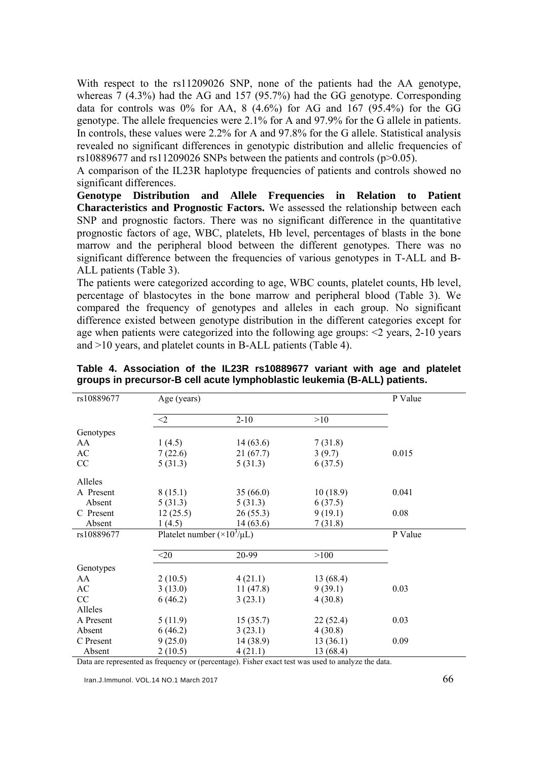With respect to the rs11209026 SNP, none of the patients had the AA genotype, whereas 7 (4.3%) had the AG and 157 (95.7%) had the GG genotype. Corresponding data for controls was 0% for AA, 8 (4.6%) for AG and 167 (95.4%) for the GG genotype. The allele frequencies were 2.1% for A and 97.9% for the G allele in patients. In controls, these values were 2.2% for A and 97.8% for the G allele. Statistical analysis revealed no significant differences in genotypic distribution and allelic frequencies of rs10889677 and rs11209026 SNPs between the patients and controls ($p>0.05$).

A comparison of the IL23R haplotype frequencies of patients and controls showed no significant differences.

**Genotype Distribution and Allele Frequencies in Relation to Patient Characteristics and Prognostic Factors.** We assessed the relationship between each SNP and prognostic factors. There was no significant difference in the quantitative prognostic factors of age, WBC, platelets, Hb level, percentages of blasts in the bone marrow and the peripheral blood between the different genotypes. There was no significant difference between the frequencies of various genotypes in T-ALL and B-ALL patients (Table 3).

The patients were categorized according to age, WBC counts, platelet counts, Hb level, percentage of blastocytes in the bone marrow and peripheral blood (Table 3). We compared the frequency of genotypes and alleles in each group. No significant difference existed between genotype distribution in the different categories except for age when patients were categorized into the following age groups: <2 years, 2-10 years and >10 years, and platelet counts in B-ALL patients (Table 4).

**Table 4. Association of the IL23R rs10889677 variant with age and platelet groups in precursor-B cell acute lymphoblastic leukemia (B-ALL) patients.**

| rs10889677 | Age (years) | | | P Value |
|---|---|---|---|---|
| | <2 | 2-10 | >10 | |
| Genotypes | | | | |
| AA | 1 (4.5) | 14 (63.6) | 7 (31.8) | |
| AC | 7 (22.6) | 21 (67.7) | 3 (9.7) | 0.015 |
| CC | 5 (31.3) | 5 (31.3) | 6 (37.5) | |
| Alleles | | | | |
| A Present | 8 (15.1) | 35 (66.0) | 10 (18.9) | 0.041 |
| Absent | 5 (31.3) | 5 (31.3) | 6 (37.5) | |
| C Present | 12 (25.5) | 26 (55.3) | 9 (19.1) | 0.08 |
| Absent | 1 (4.5) | 14 (63.6) | 7 (31.8) | |
| **rs10889677** | **Platelet number ($\times10^3/\mu L$)** | | | **P Value** |
| | <20 | 20-99 | >100 | |
| Genotypes | | | | |
| AA | 2 (10.5) | 4 (21.1) | 13 (68.4) | |
| AC | 3 (13.0) | 11 (47.8) | 9 (39.1) | 0.03 |
| CC | 6 (46.2) | 3 (23.1) | 4 (30.8) | |
| Alleles | | | | |
| A Present | 5 (11.9) | 15 (35.7) | 22 (52.4) | 0.03 |
| Absent | 6 (46.2) | 3 (23.1) | 4 (30.8) | |
| C Present | 9 (25.0) | 14 (38.9) | 13 (36.1) | 0.09 |
| Absent | 2 (10.5) | 4 (21.1) | 13 (68.4) | |

Data are represented as frequency or (percentage). Fisher exact test was used to analyze the data.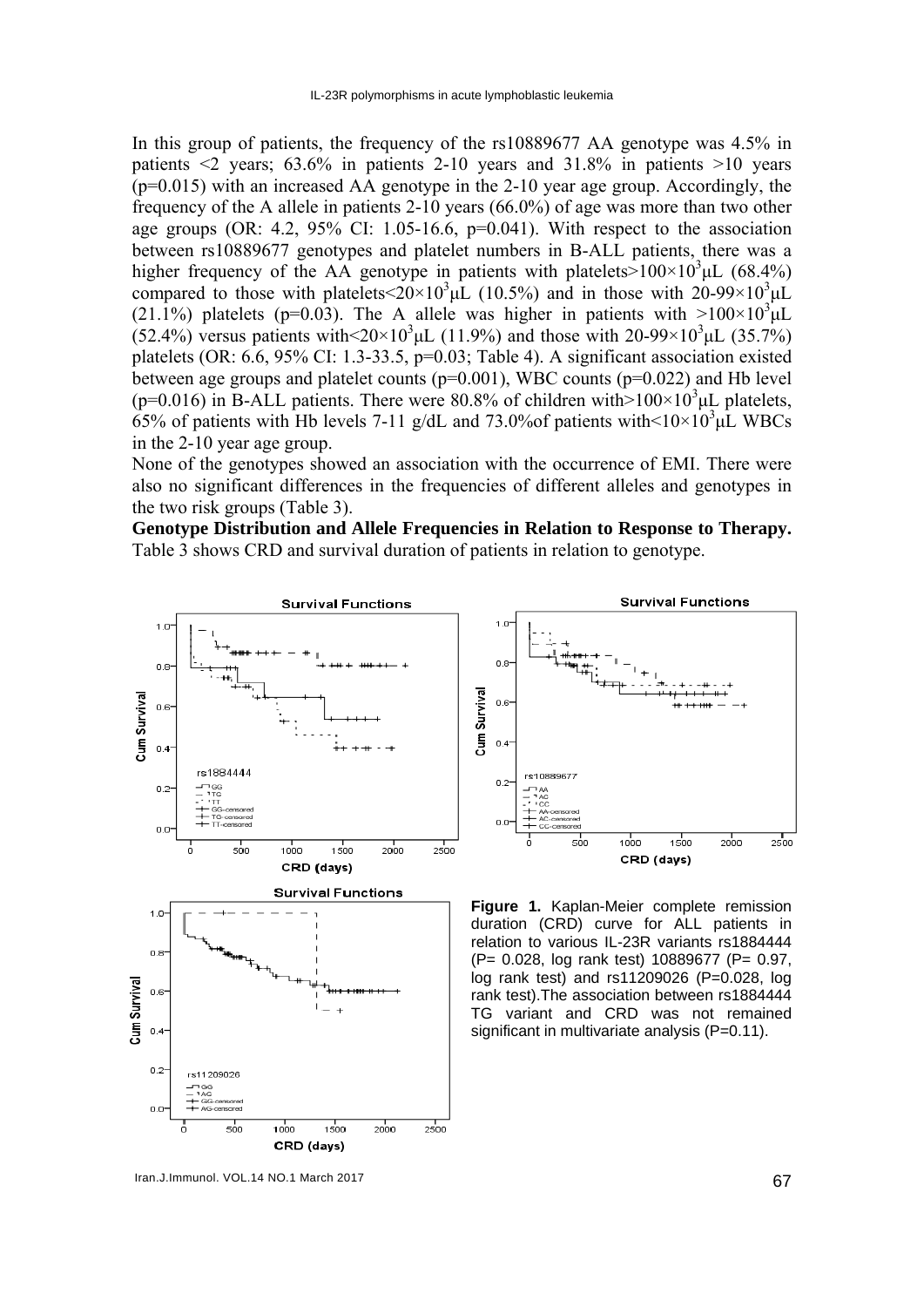In this group of patients, the frequency of the rs10889677 AA genotype was 4.5% in patients <2 years; 63.6% in patients 2-10 years and 31.8% in patients >10 years (p=0.015) with an increased AA genotype in the 2-10 year age group. Accordingly, the frequency of the A allele in patients 2-10 years (66.0%) of age was more than two other age groups (OR: 4.2, 95% CI: 1.05-16.6, p=0.041). With respect to the association between rs10889677 genotypes and platelet numbers in B-ALL patients, there was a higher frequency of the AA genotype in patients with platelets>$100\times10^3$μL (68.4%) compared to those with platelets<$20\times10^3$μL (10.5%) and in those with 20-99×$10^3$μL (21.1%) platelets (p=0.03). The A allele was higher in patients with >$100\times10^3$μL (52.4%) versus patients with<$20\times10^3$μL (11.9%) and those with 20-99×$10^3$μL (35.7%) platelets (OR: 6.6, 95% CI: 1.3-33.5, p=0.03; Table 4). A significant association existed between age groups and platelet counts (p=0.001), WBC counts (p=0.022) and Hb level (p=0.016) in B-ALL patients. There were 80.8% of children with>$100\times10^3$μL platelets, 65% of patients with Hb levels 7-11 g/dL and 73.0%of patients with<$10\times10^3$μL WBCs in the 2-10 year age group.

None of the genotypes showed an association with the occurrence of EMI. There were also no significant differences in the frequencies of different alleles and genotypes in the two risk groups (Table 3).

**Genotype Distribution and Allele Frequencies in Relation to Response to Therapy.** Table 3 shows CRD and survival duration of patients in relation to genotype.

**Figure 1.** Kaplan-Meier complete remission duration (CRD) curve for ALL patients in relation to various IL-23R variants rs1884444 (P= 0.028, log rank test) 10889677 (P= 0.97, log rank test) and rs11209026 (P=0.028, log rank test).The association between rs1884444 TG variant and CRD was not remained significant in multivariate analysis (P=0.11).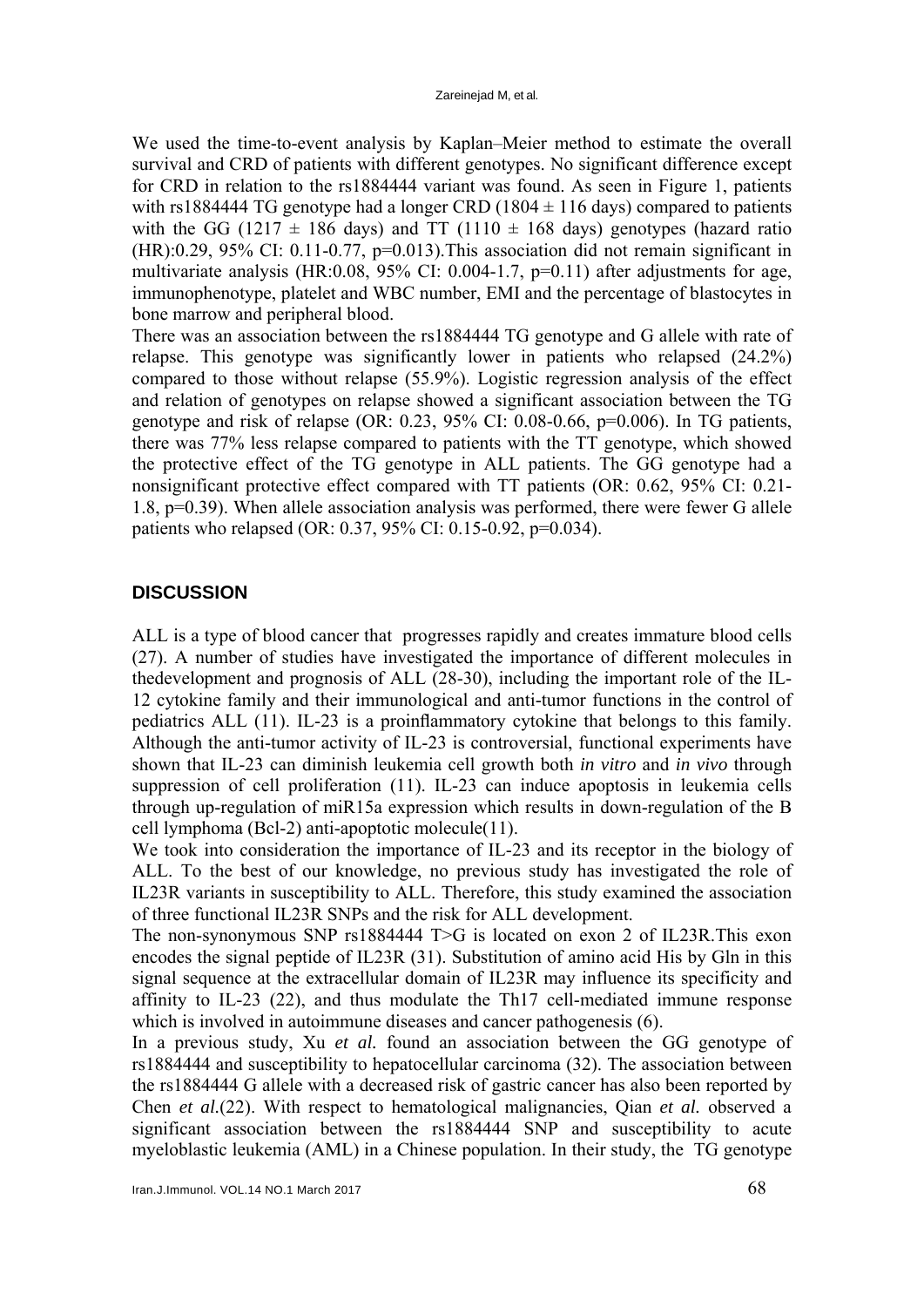We used the time-to-event analysis by Kaplan–Meier method to estimate the overall survival and CRD of patients with different genotypes. No significant difference except for CRD in relation to the rs1884444 variant was found. As seen in Figure 1, patients with rs1884444 TG genotype had a longer CRD (1804 ± 116 days) compared to patients with the GG (1217 ± 186 days) and TT (1110 ± 168 days) genotypes (hazard ratio (HR):0.29, 95% CI: 0.11-0.77, p=0.013).This association did not remain significant in multivariate analysis (HR:0.08, 95% CI: 0.004-1.7, p=0.11) after adjustments for age, immunophenotype, platelet and WBC number, EMI and the percentage of blastocytes in bone marrow and peripheral blood.

There was an association between the rs1884444 TG genotype and G allele with rate of relapse. This genotype was significantly lower in patients who relapsed (24.2%) compared to those without relapse (55.9%). Logistic regression analysis of the effect and relation of genotypes on relapse showed a significant association between the TG genotype and risk of relapse (OR: 0.23, 95% CI: 0.08-0.66, p=0.006). In TG patients, there was 77% less relapse compared to patients with the TT genotype, which showed the protective effect of the TG genotype in ALL patients. The GG genotype had a nonsignificant protective effect compared with TT patients (OR: 0.62, 95% CI: 0.21-1.8, p=0.39). When allele association analysis was performed, there were fewer G allele patients who relapsed (OR: 0.37, 95% CI: 0.15-0.92, p=0.034).

## DISCUSSION

ALL is a type of blood cancer that progresses rapidly and creates immature blood cells (27). A number of studies have investigated the importance of different molecules in thedevelopment and prognosis of ALL (28-30), including the important role of the IL-12 cytokine family and their immunological and anti-tumor functions in the control of pediatrics ALL (11). IL-23 is a proinflammatory cytokine that belongs to this family. Although the anti-tumor activity of IL-23 is controversial, functional experiments have shown that IL-23 can diminish leukemia cell growth both *in vitro* and *in vivo* through suppression of cell proliferation (11). IL-23 can induce apoptosis in leukemia cells through up-regulation of miR15a expression which results in down-regulation of the B cell lymphoma (Bcl-2) anti-apoptotic molecule(11).

We took into consideration the importance of IL-23 and its receptor in the biology of ALL. To the best of our knowledge, no previous study has investigated the role of IL23R variants in susceptibility to ALL. Therefore, this study examined the association of three functional IL23R SNPs and the risk for ALL development.

The non-synonymous SNP rs1884444 T>G is located on exon 2 of IL23R.This exon encodes the signal peptide of IL23R (31). Substitution of amino acid His by Gln in this signal sequence at the extracellular domain of IL23R may influence its specificity and affinity to IL-23 (22), and thus modulate the Th17 cell-mediated immune response which is involved in autoimmune diseases and cancer pathogenesis (6).

In a previous study, Xu *et al.* found an association between the GG genotype of rs1884444 and susceptibility to hepatocellular carcinoma (32). The association between the rs1884444 G allele with a decreased risk of gastric cancer has also been reported by Chen *et al.*(22). With respect to hematological malignancies, Qian *et al.* observed a significant association between the rs1884444 SNP and susceptibility to acute myeloblastic leukemia (AML) in a Chinese population. In their study, the TG genotype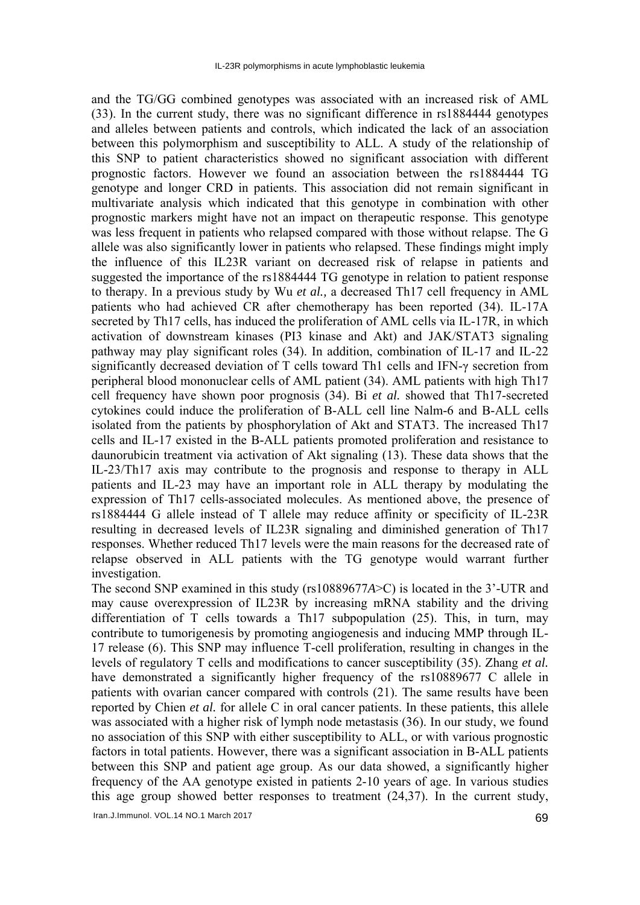and the TG/GG combined genotypes was associated with an increased risk of AML (33). In the current study, there was no significant difference in rs1884444 genotypes and alleles between patients and controls, which indicated the lack of an association between this polymorphism and susceptibility to ALL. A study of the relationship of this SNP to patient characteristics showed no significant association with different prognostic factors. However we found an association between the rs1884444 TG genotype and longer CRD in patients. This association did not remain significant in multivariate analysis which indicated that this genotype in combination with other prognostic markers might have not an impact on therapeutic response. This genotype was less frequent in patients who relapsed compared with those without relapse. The G allele was also significantly lower in patients who relapsed. These findings might imply the influence of this IL23R variant on decreased risk of relapse in patients and suggested the importance of the rs1884444 TG genotype in relation to patient response to therapy. In a previous study by Wu *et al.,* a decreased Th17 cell frequency in AML patients who had achieved CR after chemotherapy has been reported (34). IL-17A secreted by Th17 cells, has induced the proliferation of AML cells via IL-17R, in which activation of downstream kinases (PI3 kinase and Akt) and JAK/STAT3 signaling pathway may play significant roles (34). In addition, combination of IL-17 and IL-22 significantly decreased deviation of T cells toward Th1 cells and IFN-γ secretion from peripheral blood mononuclear cells of AML patient (34). AML patients with high Th17 cell frequency have shown poor prognosis (34). Bi *et al.* showed that Th17-secreted cytokines could induce the proliferation of B-ALL cell line Nalm-6 and B-ALL cells isolated from the patients by phosphorylation of Akt and STAT3. The increased Th17 cells and IL-17 existed in the B-ALL patients promoted proliferation and resistance to daunorubicin treatment via activation of Akt signaling (13). These data shows that the IL-23/Th17 axis may contribute to the prognosis and response to therapy in ALL patients and IL-23 may have an important role in ALL therapy by modulating the expression of Th17 cells-associated molecules. As mentioned above, the presence of rs1884444 G allele instead of T allele may reduce affinity or specificity of IL-23R resulting in decreased levels of IL23R signaling and diminished generation of Th17 responses. Whether reduced Th17 levels were the main reasons for the decreased rate of relapse observed in ALL patients with the TG genotype would warrant further investigation.

The second SNP examined in this study (rs10889677*A*>C) is located in the 3'-UTR and may cause overexpression of IL23R by increasing mRNA stability and the driving differentiation of T cells towards a Th17 subpopulation (25). This, in turn, may contribute to tumorigenesis by promoting angiogenesis and inducing MMP through IL-17 release (6). This SNP may influence T-cell proliferation, resulting in changes in the levels of regulatory T cells and modifications to cancer susceptibility (35). Zhang *et al.* have demonstrated a significantly higher frequency of the rs10889677 C allele in patients with ovarian cancer compared with controls (21). The same results have been reported by Chien *et al.* for allele C in oral cancer patients. In these patients, this allele was associated with a higher risk of lymph node metastasis (36). In our study, we found no association of this SNP with either susceptibility to ALL, or with various prognostic factors in total patients. However, there was a significant association in B-ALL patients between this SNP and patient age group. As our data showed, a significantly higher frequency of the AA genotype existed in patients 2-10 years of age. In various studies this age group showed better responses to treatment (24,37). In the current study,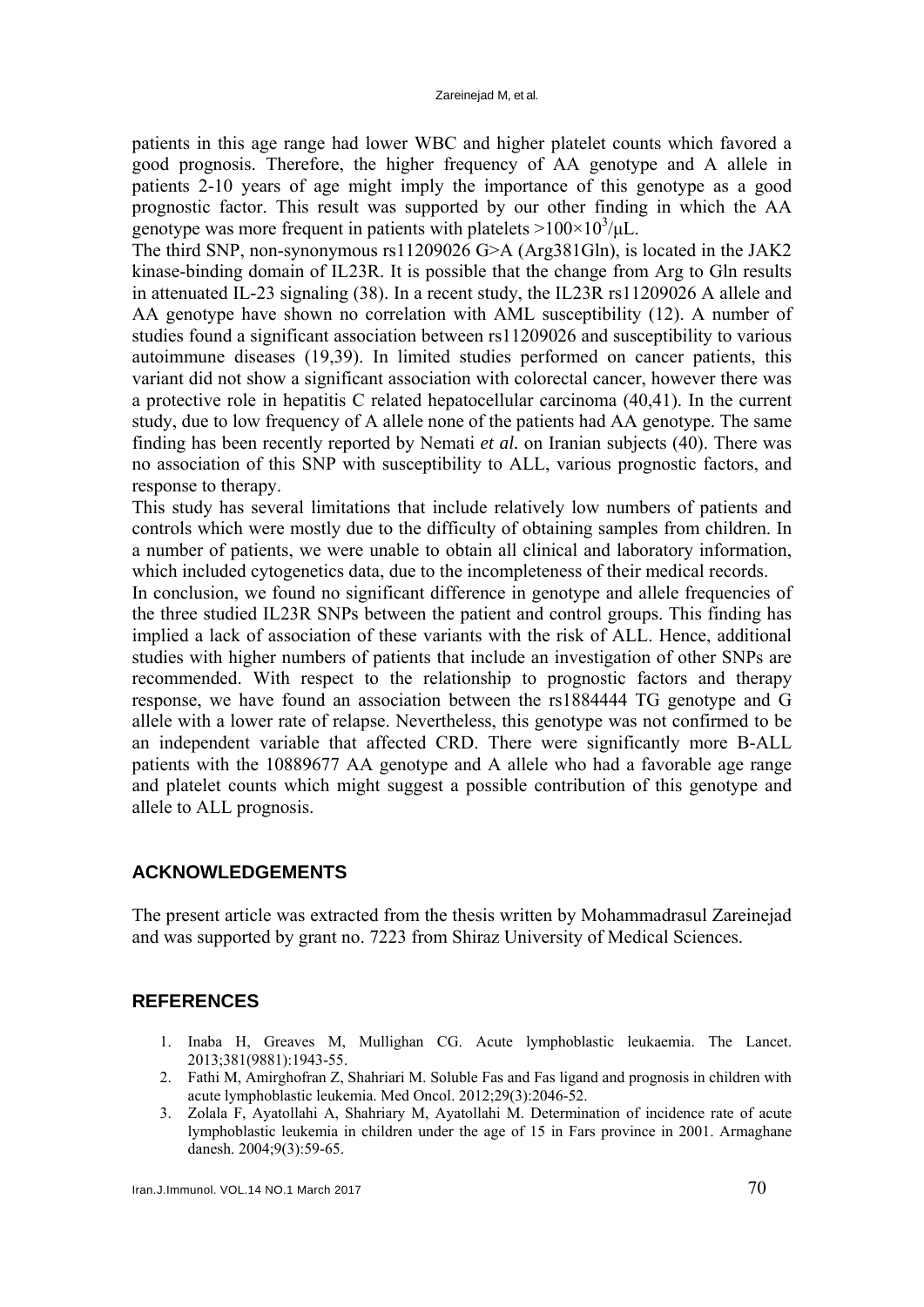patients in this age range had lower WBC and higher platelet counts which favored a good prognosis. Therefore, the higher frequency of AA genotype and A allele in patients 2-10 years of age might imply the importance of this genotype as a good prognostic factor. This result was supported by our other finding in which the AA genotype was more frequent in patients with platelets $>100\times10^3/\mu L$.

The third SNP, non-synonymous rs11209026 G>A (Arg381Gln), is located in the JAK2 kinase-binding domain of IL23R. It is possible that the change from Arg to Gln results in attenuated IL-23 signaling (38). In a recent study, the IL23R rs11209026 A allele and AA genotype have shown no correlation with AML susceptibility (12). A number of studies found a significant association between rs11209026 and susceptibility to various autoimmune diseases (19,39). In limited studies performed on cancer patients, this variant did not show a significant association with colorectal cancer, however there was a protective role in hepatitis C related hepatocellular carcinoma (40,41). In the current study, due to low frequency of A allele none of the patients had AA genotype. The same finding has been recently reported by Nemati *et al.* on Iranian subjects (40). There was no association of this SNP with susceptibility to ALL, various prognostic factors, and response to therapy.

This study has several limitations that include relatively low numbers of patients and controls which were mostly due to the difficulty of obtaining samples from children. In a number of patients, we were unable to obtain all clinical and laboratory information, which included cytogenetics data, due to the incompleteness of their medical records.

In conclusion, we found no significant difference in genotype and allele frequencies of the three studied IL23R SNPs between the patient and control groups. This finding has implied a lack of association of these variants with the risk of ALL. Hence, additional studies with higher numbers of patients that include an investigation of other SNPs are recommended. With respect to the relationship to prognostic factors and therapy response, we have found an association between the rs1884444 TG genotype and G allele with a lower rate of relapse. Nevertheless, this genotype was not confirmed to be an independent variable that affected CRD. There were significantly more B-ALL patients with the 10889677 AA genotype and A allele who had a favorable age range and platelet counts which might suggest a possible contribution of this genotype and allele to ALL prognosis.

## ACKNOWLEDGEMENTS

The present article was extracted from the thesis written by Mohammadrasul Zareinejad and was supported by grant no. 7223 from Shiraz University of Medical Sciences.

## REFERENCES

1. Inaba H, Greaves M, Mullighan CG. Acute lymphoblastic leukaemia. The Lancet. 2013;381(9881):1943-55.
2. Fathi M, Amirghofran Z, Shahriari M. Soluble Fas and Fas ligand and prognosis in children with acute lymphoblastic leukemia. Med Oncol. 2012;29(3):2046-52.
3. Zolala F, Ayatollahi A, Shahriary M, Ayatollahi M. Determination of incidence rate of acute lymphoblastic leukemia in children under the age of 15 in Fars province in 2001. Armaghane danesh. 2004;9(3):59-65.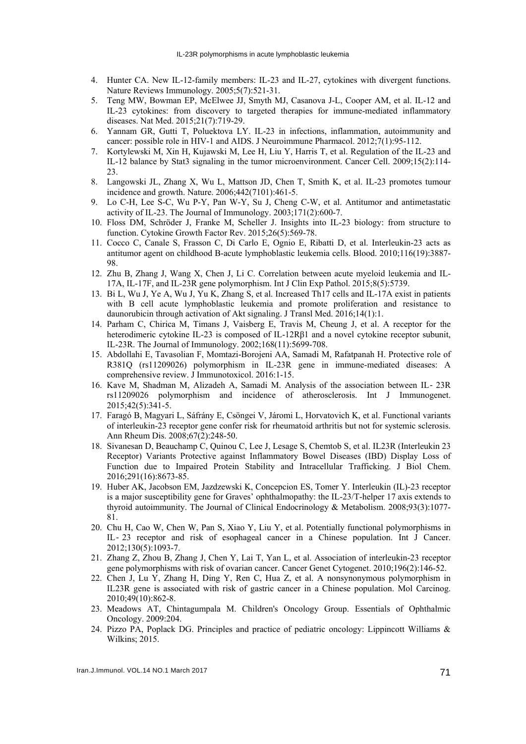4. Hunter CA. New IL-12-family members: IL-23 and IL-27, cytokines with divergent functions. Nature Reviews Immunology. 2005;5(7):521-31.
5. Teng MW, Bowman EP, McElwee JJ, Smyth MJ, Casanova J-L, Cooper AM, et al. IL-12 and IL-23 cytokines: from discovery to targeted therapies for immune-mediated inflammatory diseases. Nat Med. 2015;21(7):719-29.
6. Yannam GR, Gutti T, Poluektova LY. IL-23 in infections, inflammation, autoimmunity and cancer: possible role in HIV-1 and AIDS. J Neuroimmune Pharmacol. 2012;7(1):95-112.
7. Kortylewski M, Xin H, Kujawski M, Lee H, Liu Y, Harris T, et al. Regulation of the IL-23 and IL-12 balance by Stat3 signaling in the tumor microenvironment. Cancer Cell. 2009;15(2):114-23.
8. Langowski JL, Zhang X, Wu L, Mattson JD, Chen T, Smith K, et al. IL-23 promotes tumour incidence and growth. Nature. 2006;442(7101):461-5.
9. Lo C-H, Lee S-C, Wu P-Y, Pan W-Y, Su J, Cheng C-W, et al. Antitumor and antimetastatic activity of IL-23. The Journal of Immunology. 2003;171(2):600-7.
10. Floss DM, Schröder J, Franke M, Scheller J. Insights into IL-23 biology: from structure to function. Cytokine Growth Factor Rev. 2015;26(5):569-78.
11. Cocco C, Canale S, Frasson C, Di Carlo E, Ognio E, Ribatti D, et al. Interleukin-23 acts as antitumor agent on childhood B-acute lymphoblastic leukemia cells. Blood. 2010;116(19):3887-98.
12. Zhu B, Zhang J, Wang X, Chen J, Li C. Correlation between acute myeloid leukemia and IL-17A, IL-17F, and IL-23R gene polymorphism. Int J Clin Exp Pathol. 2015;8(5):5739.
13. Bi L, Wu J, Ye A, Wu J, Yu K, Zhang S, et al. Increased Th17 cells and IL-17A exist in patients with B cell acute lymphoblastic leukemia and promote proliferation and resistance to daunorubicin through activation of Akt signaling. J Transl Med. 2016;14(1):1.
14. Parham C, Chirica M, Timans J, Vaisberg E, Travis M, Cheung J, et al. A receptor for the heterodimeric cytokine IL-23 is composed of IL-12Rβ1 and a novel cytokine receptor subunit, IL-23R. The Journal of Immunology. 2002;168(11):5699-708.
15. Abdollahi E, Tavasolian F, Momtazi-Borojeni AA, Samadi M, Rafatpanah H. Protective role of R381Q (rs11209026) polymorphism in IL-23R gene in immune-mediated diseases: A comprehensive review. J Immunotoxicol. 2016:1-15.
16. Kave M, Shadman M, Alizadeh A, Samadi M. Analysis of the association between IL- 23R rs11209026 polymorphism and incidence of atherosclerosis. Int J Immunogenet. 2015;42(5):341-5.
17. Faragó B, Magyari L, Sáfrány E, Csöngei V, Járomi L, Horvatovich K, et al. Functional variants of interleukin-23 receptor gene confer risk for rheumatoid arthritis but not for systemic sclerosis. Ann Rheum Dis. 2008;67(2):248-50.
18. Sivanesan D, Beauchamp C, Quinou C, Lee J, Lesage S, Chemtob S, et al. IL23R (Interleukin 23 Receptor) Variants Protective against Inflammatory Bowel Diseases (IBD) Display Loss of Function due to Impaired Protein Stability and Intracellular Trafficking. J Biol Chem. 2016;291(16):8673-85.
19. Huber AK, Jacobson EM, Jazdzewski K, Concepcion ES, Tomer Y. Interleukin (IL)-23 receptor is a major susceptibility gene for Graves' ophthalmopathy: the IL-23/T-helper 17 axis extends to thyroid autoimmunity. The Journal of Clinical Endocrinology & Metabolism. 2008;93(3):1077-81.
20. Chu H, Cao W, Chen W, Pan S, Xiao Y, Liu Y, et al. Potentially functional polymorphisms in IL- 23 receptor and risk of esophageal cancer in a Chinese population. Int J Cancer. 2012;130(5):1093-7.
21. Zhang Z, Zhou B, Zhang J, Chen Y, Lai T, Yan L, et al. Association of interleukin-23 receptor gene polymorphisms with risk of ovarian cancer. Cancer Genet Cytogenet. 2010;196(2):146-52.
22. Chen J, Lu Y, Zhang H, Ding Y, Ren C, Hua Z, et al. A nonsynonymous polymorphism in IL23R gene is associated with risk of gastric cancer in a Chinese population. Mol Carcinog. 2010;49(10):862-8.
23. Meadows AT, Chintagumpala M. Children's Oncology Group. Essentials of Ophthalmic Oncology. 2009:204.
24. Pizzo PA, Poplack DG. Principles and practice of pediatric oncology: Lippincott Williams & Wilkins; 2015.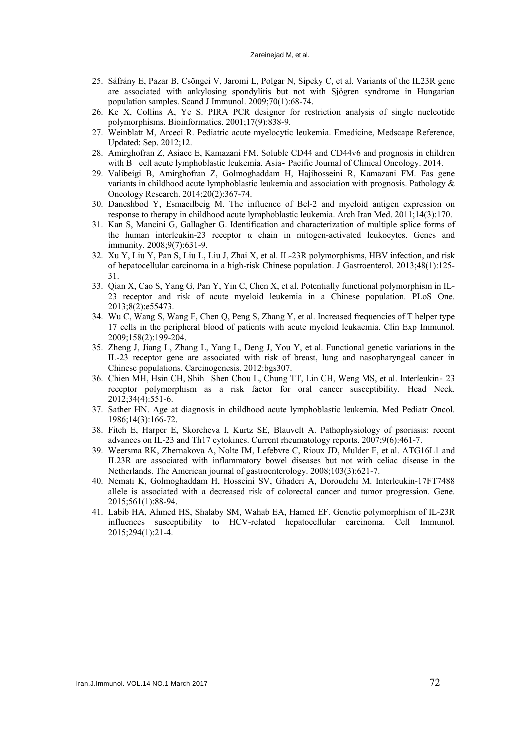25. Sáfrány E, Pazar B, Csöngei V, Jaromi L, Polgar N, Sipeky C, et al. Variants of the IL23R gene are associated with ankylosing spondylitis but not with Sjögren syndrome in Hungarian population samples. Scand J Immunol. 2009;70(1):68-74.
26. Ke X, Collins A, Ye S. PIRA PCR designer for restriction analysis of single nucleotide polymorphisms. Bioinformatics. 2001;17(9):838-9.
27. Weinblatt M, Arceci R. Pediatric acute myelocytic leukemia. Emedicine, Medscape Reference, Updated: Sep. 2012;12.
28. Amirghofran Z, Asiaee E, Kamazani FM. Soluble CD44 and CD44v6 and prognosis in children with B cell acute lymphoblastic leukemia. Asia‐ Pacific Journal of Clinical Oncology. 2014.
29. Valibeigi B, Amirghofran Z, Golmoghaddam H, Hajihosseini R, Kamazani FM. Fas gene variants in childhood acute lymphoblastic leukemia and association with prognosis. Pathology & Oncology Research. 2014;20(2):367-74.
30. Daneshbod Y, Esmaeilbeig M. The influence of Bcl-2 and myeloid antigen expression on response to therapy in childhood acute lymphoblastic leukemia. Arch Iran Med. 2011;14(3):170.
31. Kan S, Mancini G, Gallagher G. Identification and characterization of multiple splice forms of the human interleukin-23 receptor α chain in mitogen-activated leukocytes. Genes and immunity. 2008;9(7):631-9.
32. Xu Y, Liu Y, Pan S, Liu L, Liu J, Zhai X, et al. IL-23R polymorphisms, HBV infection, and risk of hepatocellular carcinoma in a high-risk Chinese population. J Gastroenterol. 2013;48(1):125-31.
33. Qian X, Cao S, Yang G, Pan Y, Yin C, Chen X, et al. Potentially functional polymorphism in IL-23 receptor and risk of acute myeloid leukemia in a Chinese population. PLoS One. 2013;8(2):e55473.
34. Wu C, Wang S, Wang F, Chen Q, Peng S, Zhang Y, et al. Increased frequencies of T helper type 17 cells in the peripheral blood of patients with acute myeloid leukaemia. Clin Exp Immunol. 2009;158(2):199-204.
35. Zheng J, Jiang L, Zhang L, Yang L, Deng J, You Y, et al. Functional genetic variations in the IL-23 receptor gene are associated with risk of breast, lung and nasopharyngeal cancer in Chinese populations. Carcinogenesis. 2012:bgs307.
36. Chien MH, Hsin CH, Shih Shen Chou L, Chung TT, Lin CH, Weng MS, et al. Interleukin‐ 23 receptor polymorphism as a risk factor for oral cancer susceptibility. Head Neck. 2012;34(4):551-6.
37. Sather HN. Age at diagnosis in childhood acute lymphoblastic leukemia. Med Pediatr Oncol. 1986;14(3):166-72.
38. Fitch E, Harper E, Skorcheva I, Kurtz SE, Blauvelt A. Pathophysiology of psoriasis: recent advances on IL-23 and Th17 cytokines. Current rheumatology reports. 2007;9(6):461-7.
39. Weersma RK, Zhernakova A, Nolte IM, Lefebvre C, Rioux JD, Mulder F, et al. ATG16L1 and IL23R are associated with inflammatory bowel diseases but not with celiac disease in the Netherlands. The American journal of gastroenterology. 2008;103(3):621-7.
40. Nemati K, Golmoghaddam H, Hosseini SV, Ghaderi A, Doroudchi M. Interleukin-17FT7488 allele is associated with a decreased risk of colorectal cancer and tumor progression. Gene. 2015;561(1):88-94.
41. Labib HA, Ahmed HS, Shalaby SM, Wahab EA, Hamed EF. Genetic polymorphism of IL-23R influences susceptibility to HCV-related hepatocellular carcinoma. Cell Immunol. 2015;294(1):21-4.